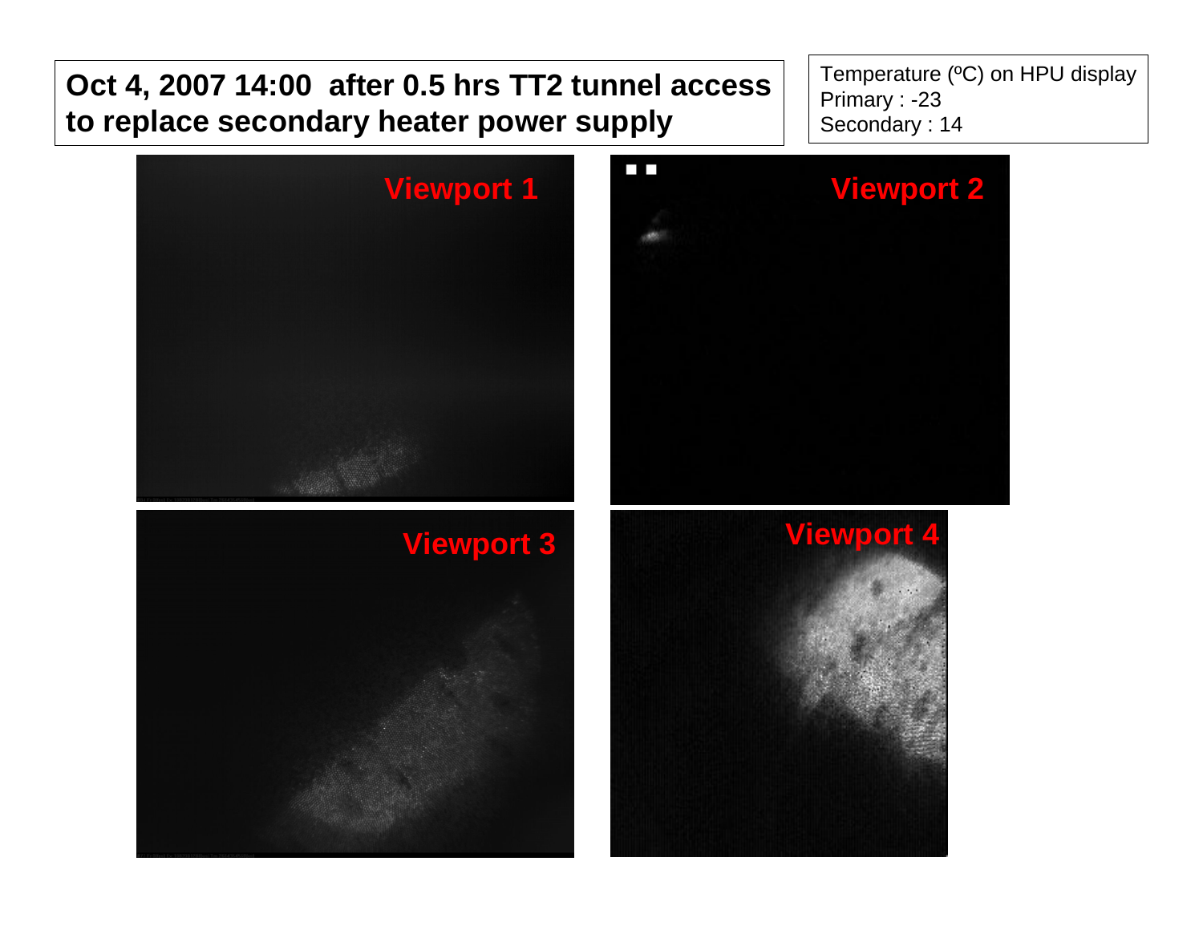**Oct 4, 2007 14:00 after 0.5 hrs TT2 tunnel access to replace secondary heater power supply**

Temperature (ºC) on HPU display
Primary : -23
Secondary : 14

Viewport 1

Viewport 2

Viewport 3

Viewport 4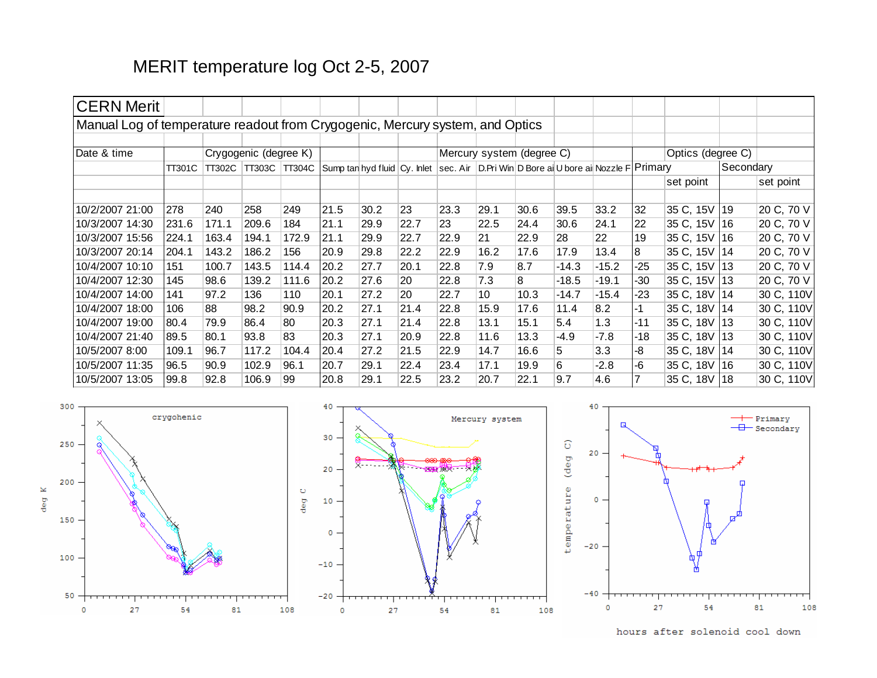# MERIT temperature log Oct 2-5, 2007

| CERN Merit | | | | | | | | | | | | | | | | |
|---|---|---|---|---|---|---|---|---|---|---|---|---|---|---|---|---|
| Manual Log of temperature readout from Crygogenic, Mercury system, and Optics | | | | | | | | | | | | | | | | |
| Date & time | | Crygogenic (degree K) | | | | Mercury system (degree C) | | | | | | | | Optics (degree C) | | |
| | TT301C | TT302C | TT303C | TT304C | Sump tan | hyd fluid | Cy. Inlet | sec. Air | D.Pri Win | D Bore ai | U bore ai | Nozzle F | Primary | | Secondary | |
| | | | | | | | | | | | | | | set point | | set point |
| 10/2/2007 21:00 | 278 | 240 | 258 | 249 | 21.5 | 30.2 | 23 | 23.3 | 29.1 | 30.6 | 39.5 | 33.2 | 32 | 35 C, 15V | 19 | 20 C, 70 V |
| 10/3/2007 14:30 | 231.6 | 171.1 | 209.6 | 184 | 21.1 | 29.9 | 22.7 | 23 | 22.5 | 24.4 | 30.6 | 24.1 | 22 | 35 C, 15V | 16 | 20 C, 70 V |
| 10/3/2007 15:56 | 224.1 | 163.4 | 194.1 | 172.9 | 21.1 | 29.9 | 22.7 | 22.9 | 21 | 22.9 | 28 | 22 | 19 | 35 C, 15V | 16 | 20 C, 70 V |
| 10/3/2007 20:14 | 204.1 | 143.2 | 186.2 | 156 | 20.9 | 29.8 | 22.2 | 22.9 | 16.2 | 17.6 | 17.9 | 13.4 | 8 | 35 C, 15V | 14 | 20 C, 70 V |
| 10/4/2007 10:10 | 151 | 100.7 | 143.5 | 114.4 | 20.2 | 27.7 | 20.1 | 22.8 | 7.9 | 8.7 | -14.3 | -15.2 | -25 | 35 C, 15V | 13 | 20 C, 70 V |
| 10/4/2007 12:30 | 145 | 98.6 | 139.2 | 111.6 | 20.2 | 27.6 | 20 | 22.8 | 7.3 | 8 | -18.5 | -19.1 | -30 | 35 C, 15V | 13 | 20 C, 70 V |
| 10/4/2007 14:00 | 141 | 97.2 | 136 | 110 | 20.1 | 27.2 | 20 | 22.7 | 10 | 10.3 | -14.7 | -15.4 | -23 | 35 C, 18V | 14 | 30 C, 110V |
| 10/4/2007 18:00 | 106 | 88 | 98.2 | 90.9 | 20.2 | 27.1 | 21.4 | 22.8 | 15.9 | 17.6 | 11.4 | 8.2 | -1 | 35 C, 18V | 14 | 30 C, 110V |
| 10/4/2007 19:00 | 80.4 | 79.9 | 86.4 | 80 | 20.3 | 27.1 | 21.4 | 22.8 | 13.1 | 15.1 | 5.4 | 1.3 | -11 | 35 C, 18V | 13 | 30 C, 110V |
| 10/4/2007 21:40 | 89.5 | 80.1 | 93.8 | 83 | 20.3 | 27.1 | 20.9 | 22.8 | 11.6 | 13.3 | -4.9 | -7.8 | -18 | 35 C, 18V | 13 | 30 C, 110V |
| 10/5/2007 8:00 | 109.1 | 96.7 | 117.2 | 104.4 | 20.4 | 27.2 | 21.5 | 22.9 | 14.7 | 16.6 | 5 | 3.3 | -8 | 35 C, 18V | 14 | 30 C, 110V |
| 10/5/2007 11:35 | 96.5 | 90.9 | 102.9 | 96.1 | 20.7 | 29.1 | 22.4 | 23.4 | 17.1 | 19.9 | 6 | -2.8 | -6 | 35 C, 18V | 16 | 30 C, 110V |
| 10/5/2007 13:05 | 99.8 | 92.8 | 106.9 | 99 | 20.8 | 29.1 | 22.5 | 23.2 | 20.7 | 22.1 | 9.7 | 4.6 | 7 | 35 C, 18V | 18 | 30 C, 110V |

hours after solenoid cool down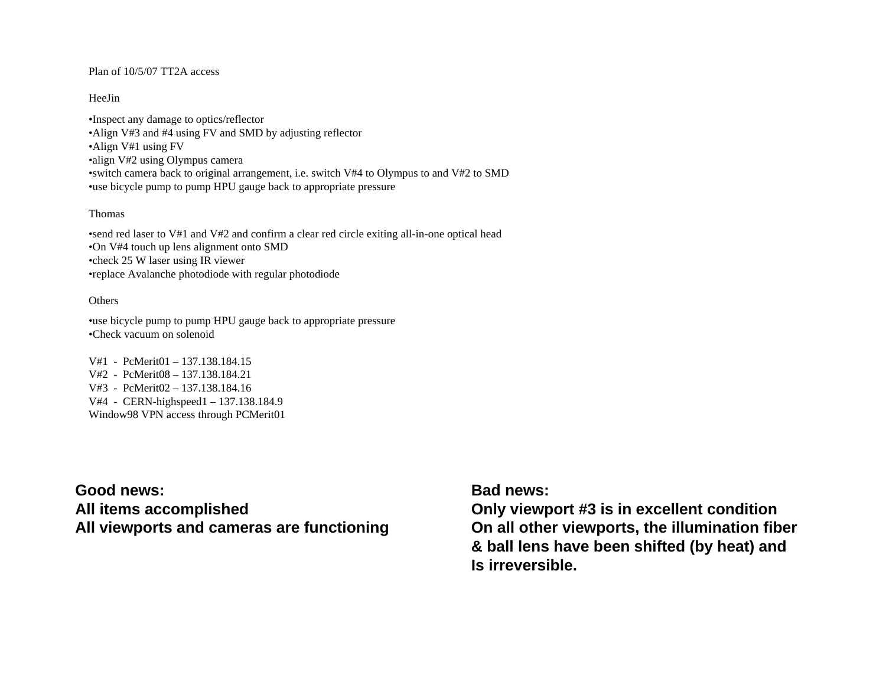Plan of 10/5/07 TT2A access

HeeJin

- Inspect any damage to optics/reflector
- Align V#3 and #4 using FV and SMD by adjusting reflector
- Align V#1 using FV
- align V#2 using Olympus camera
- switch camera back to original arrangement, i.e. switch V#4 to Olympus to and V#2 to SMD
- use bicycle pump to pump HPU gauge back to appropriate pressure

Thomas

- send red laser to V#1 and V#2 and confirm a clear red circle exiting all-in-one optical head
- On V#4 touch up lens alignment onto SMD
- check 25 W laser using IR viewer
- replace Avalanche photodiode with regular photodiode

Others

- use bicycle pump to pump HPU gauge back to appropriate pressure
- Check vacuum on solenoid

V#1 - PcMerit01 – 137.138.184.15
V#2 - PcMerit08 – 137.138.184.21
V#3 - PcMerit02 – 137.138.184.16
V#4 - CERN-highspeed1 – 137.138.184.9
Window98 VPN access through PCMerit01

**Good news:**
**All items accomplished**
**All viewports and cameras are functioning**

**Bad news:**
**Only viewport #3 is in excellent condition**
**On all other viewports, the illumination fiber & ball lens have been shifted (by heat) and Is irreversible.**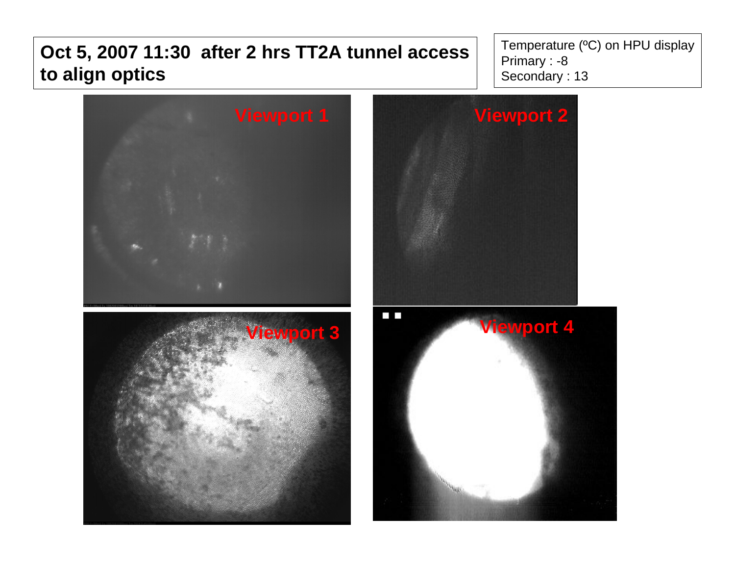**Oct 5, 2007 11:30 after 2 hrs TT2A tunnel access to align optics**

Temperature (ºC) on HPU display
Primary : -8
Secondary : 13

Viewport 1

Viewport 2

Viewport 3

Viewport 4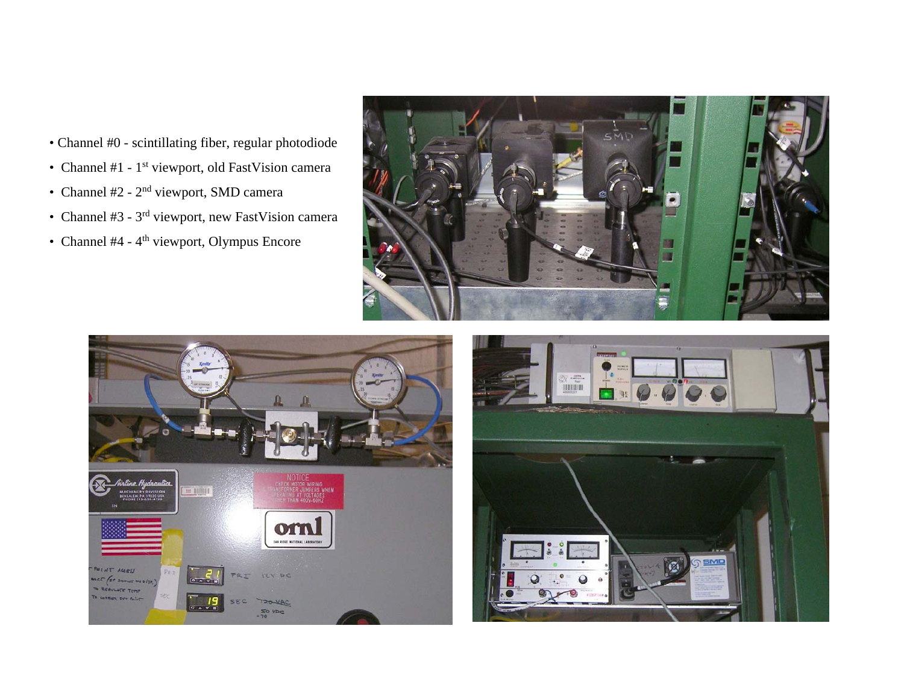- Channel #0 - scintillating fiber, regular photodiode
- Channel #1 - 1st viewport, old FastVision camera
- Channel #2 - 2nd viewport, SMD camera
- Channel #3 - 3rd viewport, new FastVision camera
- Channel #4 - 4th viewport, Olympus Encore